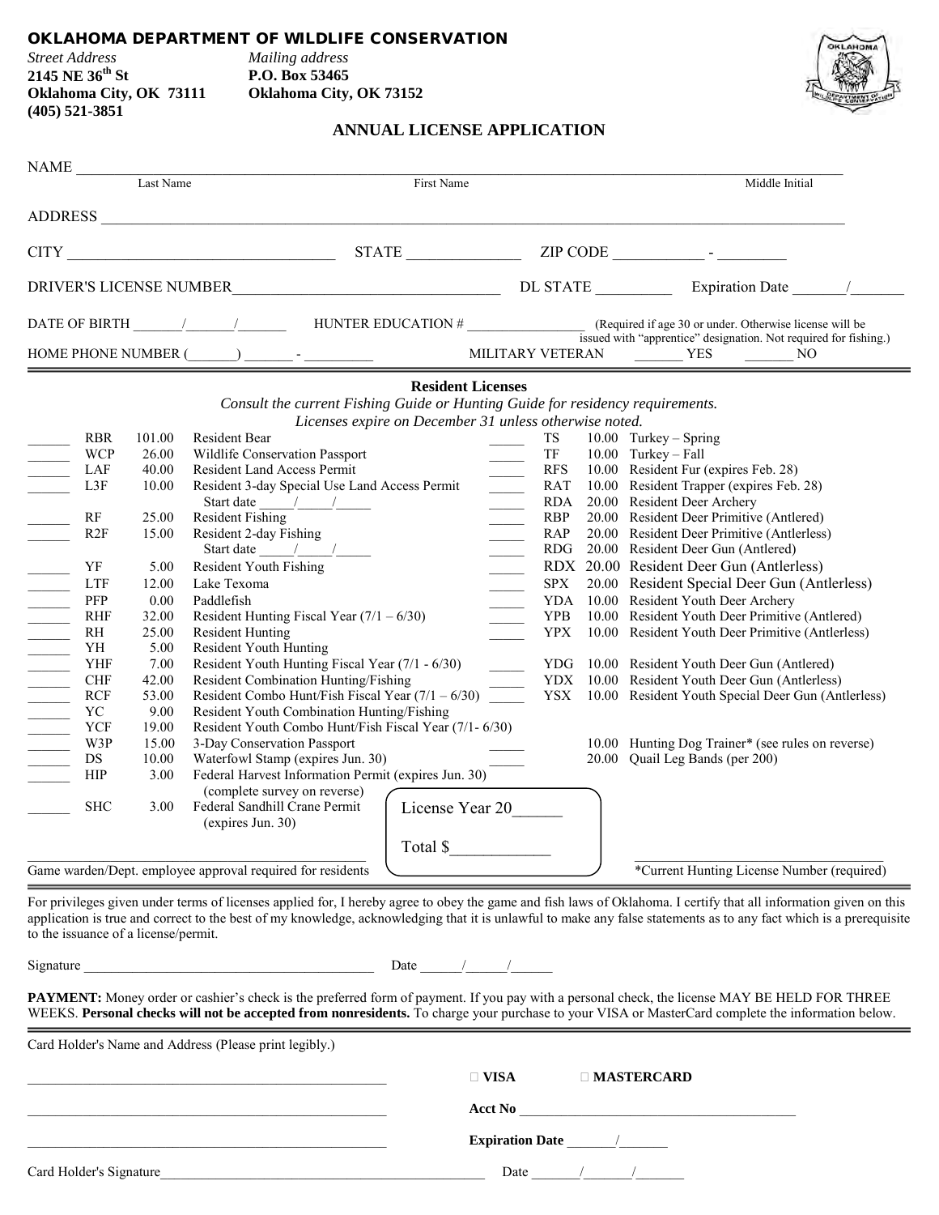# OKLAHOMA DEPARTMENT OF WILDLIFE CONSERVATION

*Street Address*
**2145 NE 36th St**
**Oklahoma City, OK 73111**
**(405) 521-3851**

*Mailing address*
**P.O. Box 53465**
**Oklahoma City, OK 73152**

## ANNUAL LICENSE APPLICATION

NAME ______________________________________________
Last Name First Name Middle Initial

ADDRESS ______________________________________________

CITY ____________________ STATE ______________ ZIP CODE ___________ - ________

DRIVER'S LICENSE NUMBER____________________ DL STATE _________ Expiration Date ______/______

DATE OF BIRTH ______/______/______ HUNTER EDUCATION # ________________ (Required if age 30 or under. Otherwise license will be issued with "apprentice" designation. Not required for fishing.)

HOME PHONE NUMBER (______) ______ - _________ MILITARY VETERAN ______ YES ______ NO

### Resident Licenses

*Consult the current Fishing Guide or Hunting Guide for residency requirements.*
*Licenses expire on December 31 unless otherwise noted.*

| | Code | Price | License |
|---|---|---|---|
| ______ | RBR | 101.00 | Resident Bear |
| ______ | WCP | 26.00 | Wildlife Conservation Passport |
| ______ | LAF | 40.00 | Resident Land Access Permit |
| ______ | L3F | 10.00 | Resident 3-day Special Use Land Access Permit Start date ____/____/____ |
| ______ | RF | 25.00 | Resident Fishing |
| ______ | R2F | 15.00 | Resident 2-day Fishing Start date ____/____/____ |
| ______ | YF | 5.00 | Resident Youth Fishing |
| ______ | LTF | 12.00 | Lake Texoma |
| ______ | PFP | 0.00 | Paddlefish |
| ______ | RHF | 32.00 | Resident Hunting Fiscal Year (7/1 – 6/30) |
| ______ | RH | 25.00 | Resident Hunting |
| ______ | YH | 5.00 | Resident Youth Hunting |
| ______ | YHF | 7.00 | Resident Youth Hunting Fiscal Year (7/1 - 6/30) |
| ______ | CHF | 42.00 | Resident Combination Hunting/Fishing |
| ______ | RCF | 53.00 | Resident Combo Hunt/Fish Fiscal Year (7/1 – 6/30) |
| ______ | YC | 9.00 | Resident Youth Combination Hunting/Fishing |
| ______ | YCF | 19.00 | Resident Youth Combo Hunt/Fish Fiscal Year (7/1- 6/30) |
| ______ | W3P | 15.00 | 3-Day Conservation Passport |
| ______ | DS | 10.00 | Waterfowl Stamp (expires Jun. 30) |
| ______ | HIP | 3.00 | Federal Harvest Information Permit (expires Jun. 30) (complete survey on reverse) |
| ______ | SHC | 3.00 | Federal Sandhill Crane Permit (expires Jun. 30) |

| | Code | Price | License |
|---|---|---|---|
| _____ | TS | 10.00 | Turkey – Spring |
| _____ | TF | 10.00 | Turkey – Fall |
| _____ | RFS | 10.00 | Resident Fur (expires Feb. 28) |
| _____ | RAT | 10.00 | Resident Trapper (expires Feb. 28) |
| _____ | RDA | 20.00 | Resident Deer Archery |
| _____ | RBP | 20.00 | Resident Deer Primitive (Antlered) |
| _____ | RAP | 20.00 | Resident Deer Primitive (Antlerless) |
| _____ | RDG | 20.00 | Resident Deer Gun (Antlered) |
| _____ | RDX | 20.00 | Resident Deer Gun (Antlerless) |
| _____ | SPX | 20.00 | Resident Special Deer Gun (Antlerless) |
| _____ | YDA | 10.00 | Resident Youth Deer Archery |
| _____ | YPB | 10.00 | Resident Youth Deer Primitive (Antlered) |
| _____ | YPX | 10.00 | Resident Youth Deer Primitive (Antlerless) |
| _____ | YDG | 10.00 | Resident Youth Deer Gun (Antlered) |
| _____ | YDX | 10.00 | Resident Youth Deer Gun (Antlerless) |
| _____ | YSX | 10.00 | Resident Youth Special Deer Gun (Antlerless) |
| _____ | | 10.00 | Hunting Dog Trainer* (see rules on reverse) |
| _____ | | 20.00 | Quail Leg Bands (per 200) |

License Year 20______

Total $____________

______________________________________________
Game warden/Dept. employee approval required for residents

______________________________________________
*Current Hunting License Number (required)

For privileges given under terms of licenses applied for, I hereby agree to obey the game and fish laws of Oklahoma. I certify that all information given on this application is true and correct to the best of my knowledge, acknowledging that it is unlawful to make any false statements as to any fact which is a prerequisite to the issuance of a license/permit.

Signature ______________________________________ Date _____/_____/_____

**PAYMENT:** Money order or cashier's check is the preferred form of payment. If you pay with a personal check, the license MAY BE HELD FOR THREE WEEKS. **Personal checks will not be accepted from nonresidents.** To charge your purchase to your VISA or MasterCard complete the information below.

Card Holder's Name and Address (Please print legibly.)

______________________________________________

______________________________________________

______________________________________________

☐ **VISA** ☐ **MASTERCARD**

**Acct No** ______________________________________

**Expiration Date** ______/______

Card Holder's Signature______________________________________ Date ______/______/______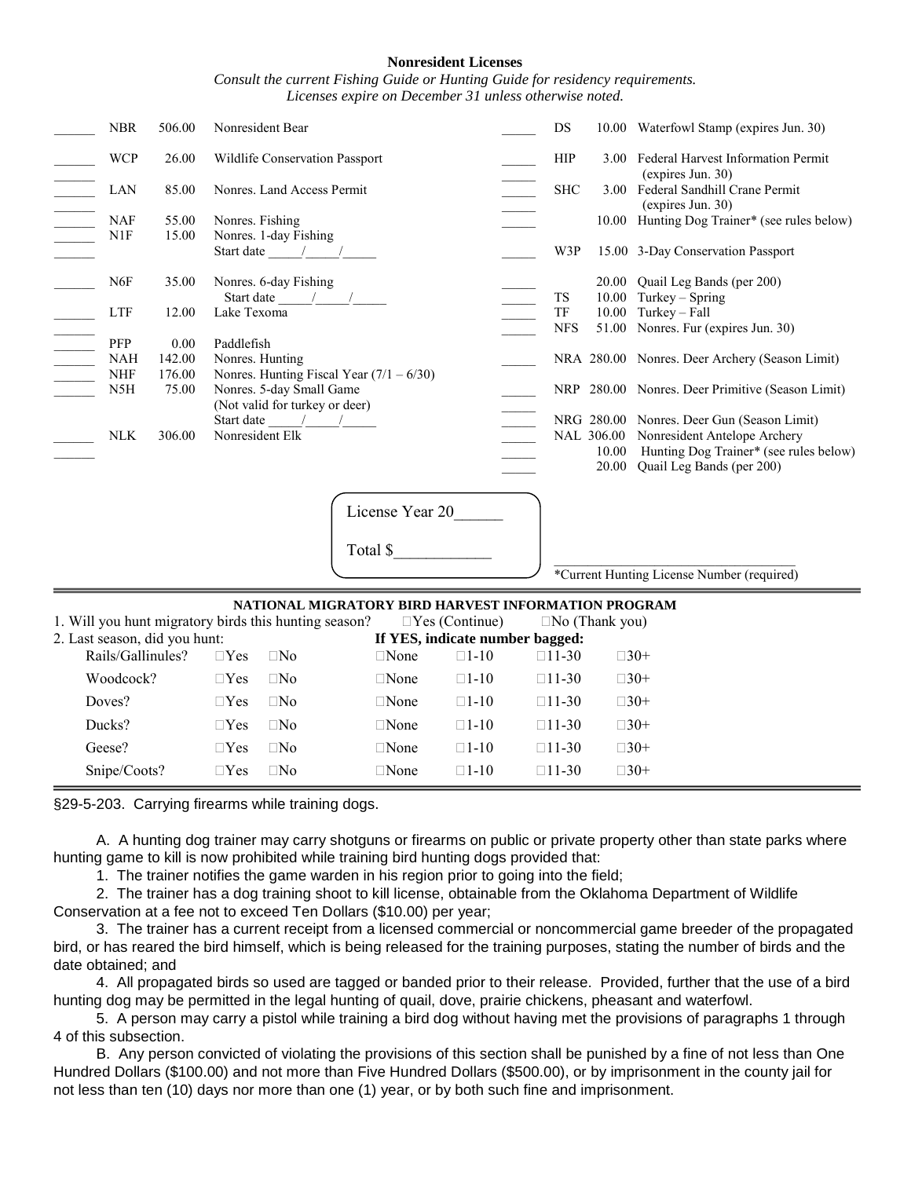**Nonresident Licenses**

*Consult the current Fishing Guide or Hunting Guide for residency requirements.*
*Licenses expire on December 31 unless otherwise noted.*

| | Code | Fee | License | | Code | Fee | License |
|---|---|---|---|---|---|---|---|
| ______ | NBR | 506.00 | Nonresident Bear | _____ | DS | 10.00 | Waterfowl Stamp (expires Jun. 30) |
| ______ | WCP | 26.00 | Wildlife Conservation Passport | _____ | HIP | 3.00 | Federal Harvest Information Permit (expires Jun. 30) |
| ______ | LAN | 85.00 | Nonres. Land Access Permit | _____ | SHC | 3.00 | Federal Sandhill Crane Permit (expires Jun. 30) |
| ______ | NAF | 55.00 | Nonres. Fishing | _____ | | 10.00 | Hunting Dog Trainer* (see rules below) |
| ______ | N1F | 15.00 | Nonres. 1-day Fishing Start date _____/_____/_____ | _____ | W3P | 15.00 | 3-Day Conservation Passport |
| ______ | N6F | 35.00 | Nonres. 6-day Fishing Start date _____/_____/_____ | _____ | | 20.00 | Quail Leg Bands (per 200) |
| | | | | _____ | TS | 10.00 | Turkey – Spring |
| ______ | LTF | 12.00 | Lake Texoma | _____ | TF | 10.00 | Turkey – Fall |
| | | | | _____ | NFS | 51.00 | Nonres. Fur (expires Jun. 30) |
| ______ | PFP | 0.00 | Paddlefish | | | | |
| ______ | NAH | 142.00 | Nonres. Hunting | _____ | NRA | 280.00 | Nonres. Deer Archery (Season Limit) |
| ______ | NHF | 176.00 | Nonres. Hunting Fiscal Year (7/1 – 6/30) | | | | |
| ______ | N5H | 75.00 | Nonres. 5-day Small Game (Not valid for turkey or deer) Start date _____/_____/_____ | _____ | NRP | 280.00 | Nonres. Deer Primitive (Season Limit) |
| | | | | _____ | NRG | 280.00 | Nonres. Deer Gun (Season Limit) |
| ______ | NLK | 306.00 | Nonresident Elk | _____ | NAL | 306.00 | Nonresident Antelope Archery |
| ______ | | | | _____ | | 10.00 | Hunting Dog Trainer* (see rules below) |
| | | | | _____ | | 20.00 | Quail Leg Bands (per 200) |

License Year 20______

Total $____________

______________________________
*Current Hunting License Number (required)

**NATIONAL MIGRATORY BIRD HARVEST INFORMATION PROGRAM**

1. Will you hunt migratory birds this hunting season? ☐Yes (Continue) ☐No (Thank you)

2. Last season, did you hunt: **If YES, indicate number bagged:**

| | | | | | | |
|---|---|---|---|---|---|---|
| Rails/Gallinules? | ☐Yes | ☐No | ☐None | ☐1-10 | ☐11-30 | ☐30+ |
| Woodcock? | ☐Yes | ☐No | ☐None | ☐1-10 | ☐11-30 | ☐30+ |
| Doves? | ☐Yes | ☐No | ☐None | ☐1-10 | ☐11-30 | ☐30+ |
| Ducks? | ☐Yes | ☐No | ☐None | ☐1-10 | ☐11-30 | ☐30+ |
| Geese? | ☐Yes | ☐No | ☐None | ☐1-10 | ☐11-30 | ☐30+ |
| Snipe/Coots? | ☐Yes | ☐No | ☐None | ☐1-10 | ☐11-30 | ☐30+ |

§29-5-203. Carrying firearms while training dogs.

A. A hunting dog trainer may carry shotguns or firearms on public or private property other than state parks where hunting game to kill is now prohibited while training bird hunting dogs provided that:

1. The trainer notifies the game warden in his region prior to going into the field;

2. The trainer has a dog training shoot to kill license, obtainable from the Oklahoma Department of Wildlife Conservation at a fee not to exceed Ten Dollars ($10.00) per year;

3. The trainer has a current receipt from a licensed commercial or noncommercial game breeder of the propagated bird, or has reared the bird himself, which is being released for the training purposes, stating the number of birds and the date obtained; and

4. All propagated birds so used are tagged or banded prior to their release. Provided, further that the use of a bird hunting dog may be permitted in the legal hunting of quail, dove, prairie chickens, pheasant and waterfowl.

5. A person may carry a pistol while training a bird dog without having met the provisions of paragraphs 1 through 4 of this subsection.

B. Any person convicted of violating the provisions of this section shall be punished by a fine of not less than One Hundred Dollars ($100.00) and not more than Five Hundred Dollars ($500.00), or by imprisonment in the county jail for not less than ten (10) days nor more than one (1) year, or by both such fine and imprisonment.